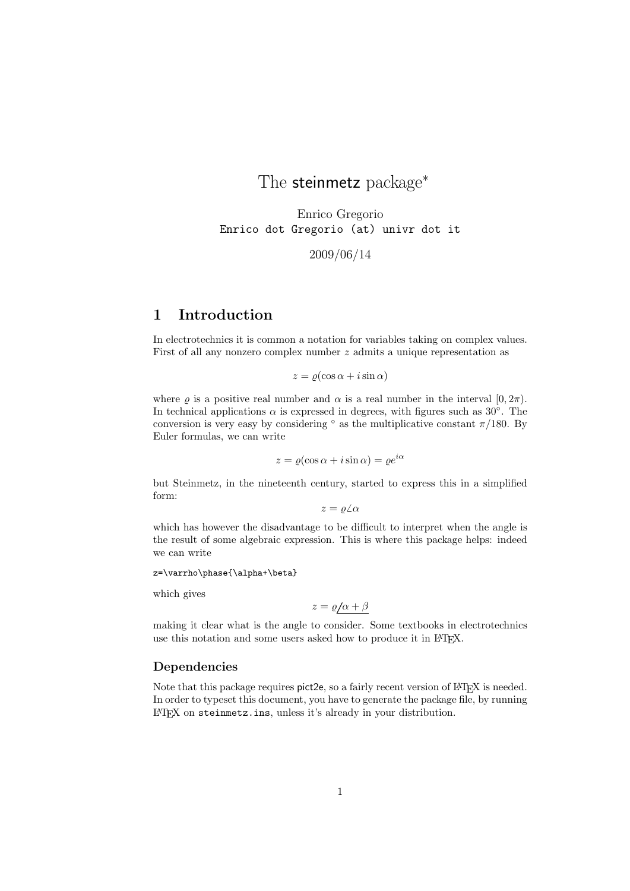# The steinmetz package*

Enrico Gregorio
Enrico dot Gregorio (at) univr dot it

2009/06/14

## 1 Introduction

In electrotechnics it is common a notation for variables taking on complex values. First of all any nonzero complex number $z$ admits a unique representation as

$$z = \varrho(\cos\alpha + i\sin\alpha)$$

where $\varrho$ is a positive real number and $\alpha$ is a real number in the interval $[0, 2\pi)$. In technical applications $\alpha$ is expressed in degrees, with figures such as $30^\circ$. The conversion is very easy by considering $^\circ$ as the multiplicative constant $\pi/180$. By Euler formulas, we can write

$$z = \varrho(\cos\alpha + i\sin\alpha) = \varrho e^{i\alpha}$$

but Steinmetz, in the nineteenth century, started to express this in a simplified form:

$$z = \varrho\angle\alpha$$

which has however the disadvantage to be difficult to interpret when the angle is the result of some algebraic expression. This is where this package helps: indeed we can write

```
z=\varrho\phase{\alpha+\beta}
```

which gives

$$z = \varrho\phase{\alpha + \beta}$$

making it clear what is the angle to consider. Some textbooks in electrotechnics use this notation and some users asked how to produce it in LaTeX.

### Dependencies

Note that this package requires pict2e, so a fairly recent version of LaTeX is needed. In order to typeset this document, you have to generate the package file, by running LaTeX on steinmetz.ins, unless it's already in your distribution.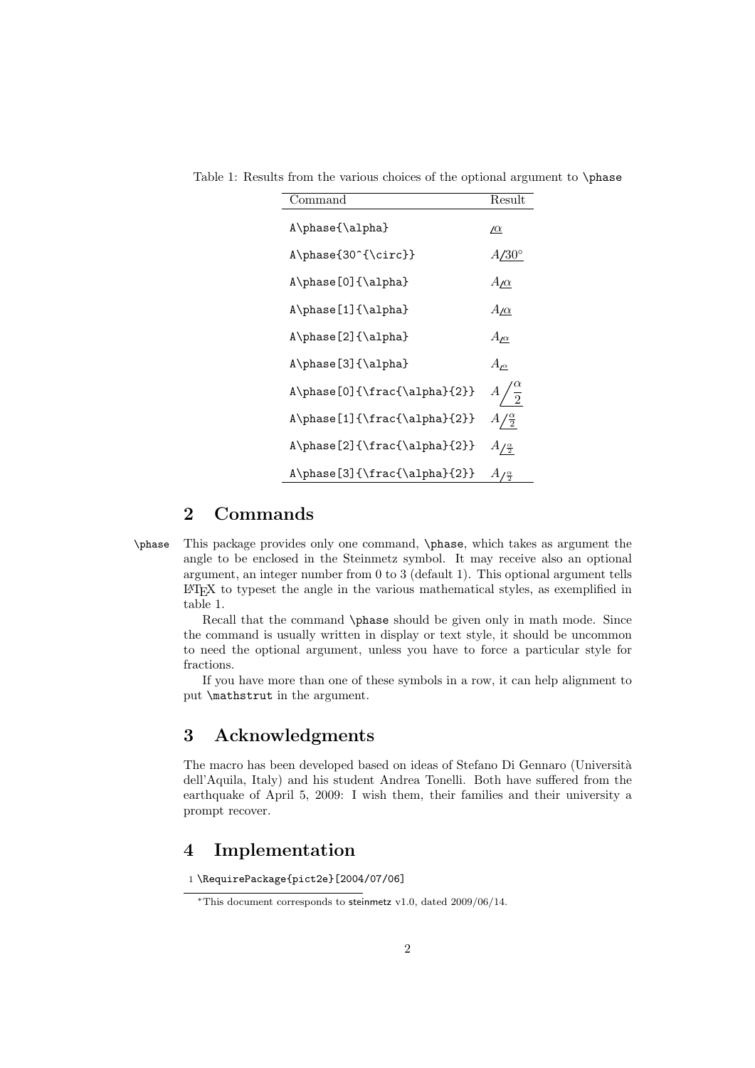Table 1: Results from the various choices of the optional argument to `\phase`

| Command | Result |
|---|---|
| `A\phase{\alpha}` | $\underline{/\alpha}$ |
| `A\phase{30^{\circ}}` | $A\underline{/30^{\circ}}$ |
| `A\phase[0]{\alpha}` | $A\underline{/\alpha}$ |
| `A\phase[1]{\alpha}` | $A\underline{/\alpha}$ |
| `A\phase[2]{\alpha}` | $A_{\underline{/\alpha}}$ |
| `A\phase[3]{\alpha}` | $A_{\underline{/\alpha}}$ |
| `A\phase[0]{\frac{\alpha}{2}}` | $A\underline{/\dfrac{\alpha}{2}}$ |
| `A\phase[1]{\frac{\alpha}{2}}` | $A\underline{/\tfrac{\alpha}{2}}$ |
| `A\phase[2]{\frac{\alpha}{2}}` | $A_{\underline{/\frac{\alpha}{2}}}$ |
| `A\phase[3]{\frac{\alpha}{2}}` | $A_{\underline{/\frac{\alpha}{2}}}$ |

## 2 Commands

`\phase` This package provides only one command, `\phase`, which takes as argument the angle to be enclosed in the Steinmetz symbol. It may receive also an optional argument, an integer number from 0 to 3 (default 1). This optional argument tells LaTeX to typeset the angle in the various mathematical styles, as exemplified in table 1.

Recall that the command `\phase` should be given only in math mode. Since the command is usually written in display or text style, it should be uncommon to need the optional argument, unless you have to force a particular style for fractions.

If you have more than one of these symbols in a row, it can help alignment to put `\mathstrut` in the argument.

## 3 Acknowledgments

The macro has been developed based on ideas of Stefano Di Gennaro (Università dell'Aquila, Italy) and his student Andrea Tonelli. Both have suffered from the earthquake of April 5, 2009: I wish them, their families and their university a prompt recover.

## 4 Implementation

```
1 \RequirePackage{pict2e}[2004/07/06]
```

*This document corresponds to steinmetz v1.0, dated 2009/06/14.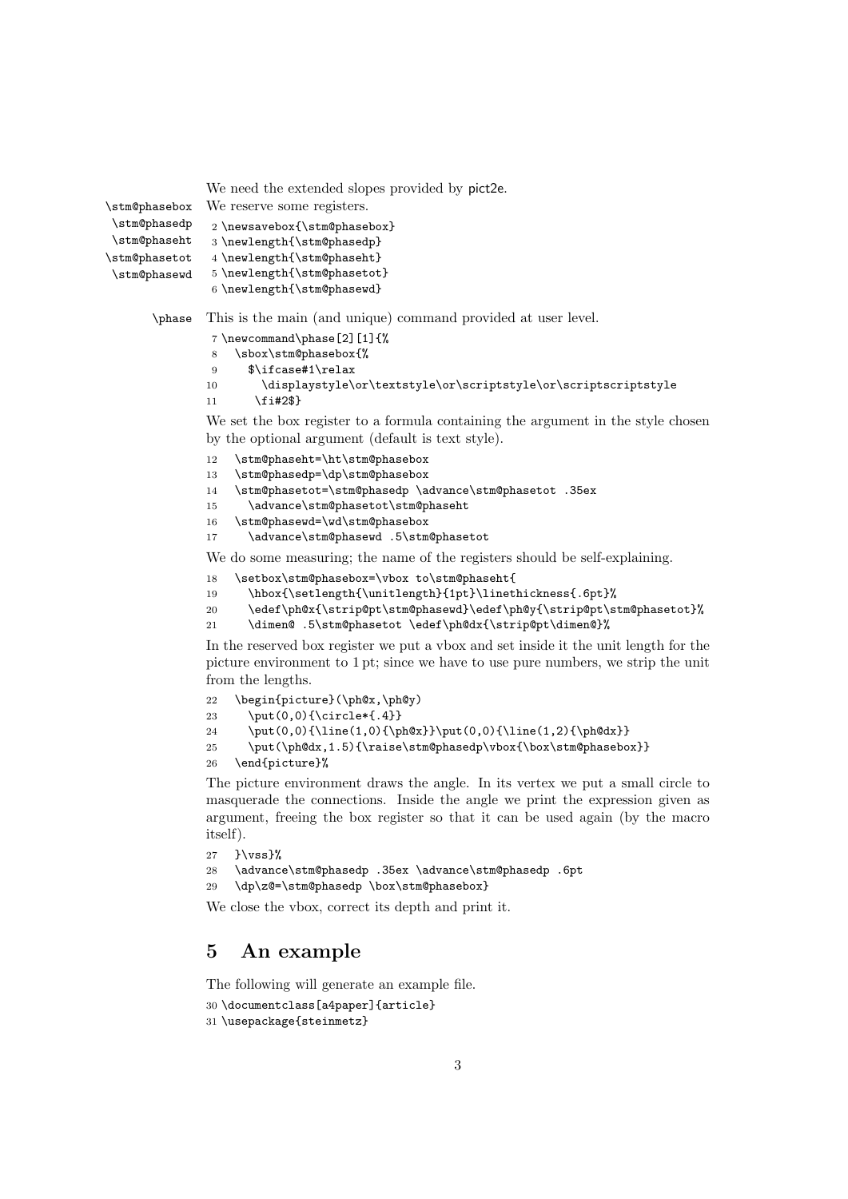We need the extended slopes provided by pict2e.

\stm@phasebox \stm@phasedp \stm@phaseht \stm@phasetot \stm@phasewd

We reserve some registers.

```
2 \newsavebox{\stm@phasebox}
3 \newlength{\stm@phasedp}
4 \newlength{\stm@phaseht}
5 \newlength{\stm@phasetot}
6 \newlength{\stm@phasewd}
```

\phase

This is the main (and unique) command provided at user level.

```
7 \newcommand\phase[2][1]{%
8   \sbox\stm@phasebox{%
9     $\ifcase#1\relax
10      \displaystyle\or\textstyle\or\scriptstyle\or\scriptscriptstyle
11     \fi#2$}
```

We set the box register to a formula containing the argument in the style chosen by the optional argument (default is text style).

```
12   \stm@phaseht=\ht\stm@phasebox
13   \stm@phasedp=\dp\stm@phasebox
14   \stm@phasetot=\stm@phasedp \advance\stm@phasetot .35ex
15     \advance\stm@phasetot\stm@phaseht
16   \stm@phasewd=\wd\stm@phasebox
17     \advance\stm@phasewd .5\stm@phasetot
```

We do some measuring; the name of the registers should be self-explaining.

```
18   \setbox\stm@phasebox=\vbox to\stm@phaseht{
19     \hbox{\setlength{\unitlength}{1pt}\linethickness{.6pt}%
20     \edef\ph@x{\strip@pt\stm@phasewd}\edef\ph@y{\strip@pt\stm@phasetot}%
21     \dimen@ .5\stm@phasetot \edef\ph@dx{\strip@pt\dimen@}%
```

In the reserved box register we put a vbox and set inside it the unit length for the picture environment to 1 pt; since we have to use pure numbers, we strip the unit from the lengths.

```
22   \begin{picture}(\ph@x,\ph@y)
23     \put(0,0){\circle*{.4}}
24     \put(0,0){\line(1,0){\ph@x}}\put(0,0){\line(1,2){\ph@dx}}
25     \put(\ph@dx,1.5){\raise\stm@phasedp\vbox{\box\stm@phasebox}}
26   \end{picture}%
```

The picture environment draws the angle. In its vertex we put a small circle to masquerade the connections. Inside the angle we print the expression given as argument, freeing the box register so that it can be used again (by the macro itself).

```
27   }\vss}%
28   \advance\stm@phasedp .35ex \advance\stm@phasedp .6pt
29   \dp\z@=\stm@phasedp \box\stm@phasebox}
```

We close the vbox, correct its depth and print it.

## 5 An example

The following will generate an example file.

```
30 \documentclass[a4paper]{article}
31 \usepackage{steinmetz}
```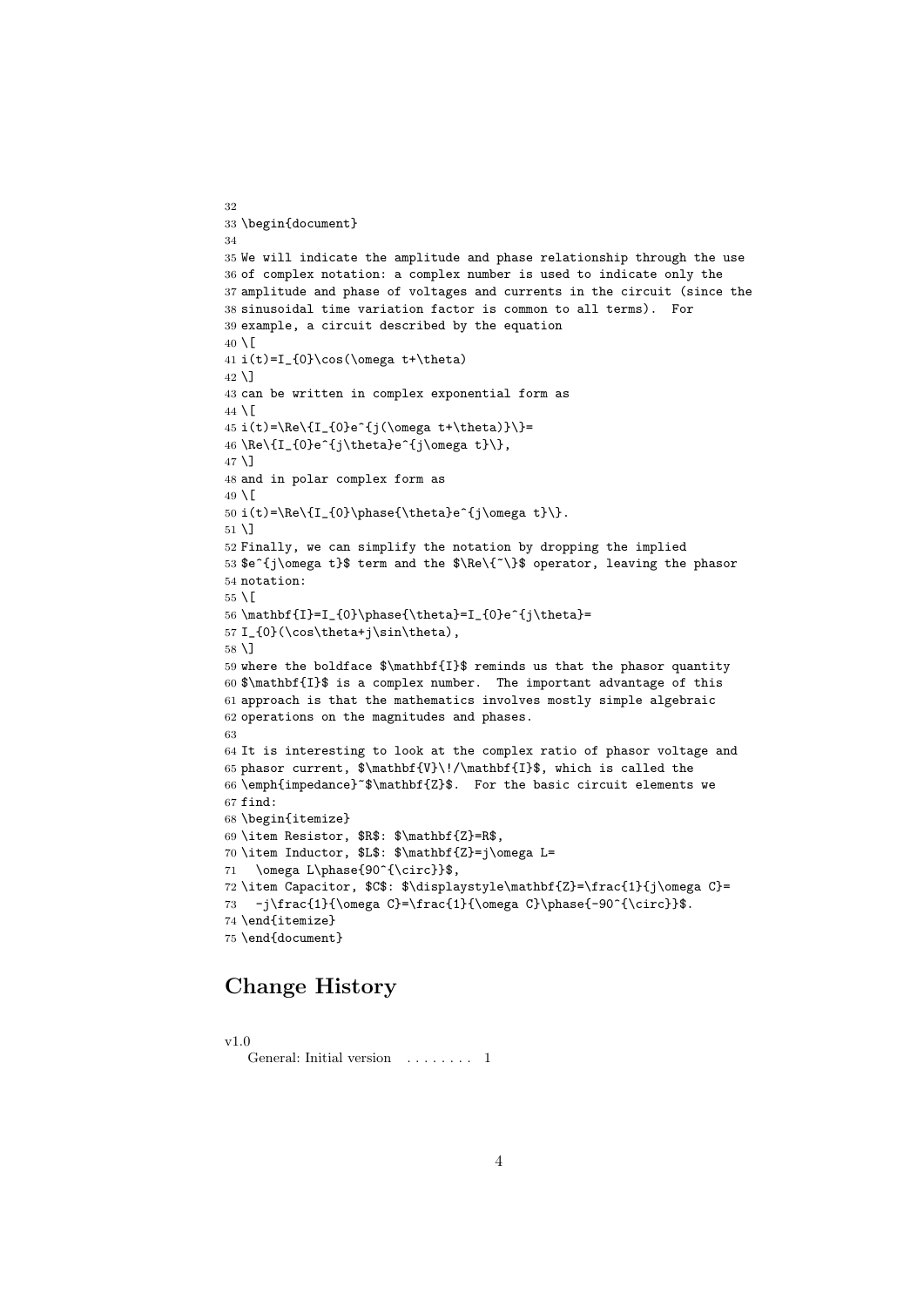```
32
33 \begin{document}
34
35 We will indicate the amplitude and phase relationship through the use
36 of complex notation: a complex number is used to indicate only the
37 amplitude and phase of voltages and currents in the circuit (since the
38 sinusoidal time variation factor is common to all terms).  For
39 example, a circuit described by the equation
40 \[
41 i(t)=I_{0}\cos(\omega t+\theta)
42 \]
43 can be written in complex exponential form as
44 \[
45 i(t)=\Re\{I_{0}e^{j(\omega t+\theta)}\}=
46 \Re\{I_{0}e^{j\theta}e^{j\omega t}\},
47 \]
48 and in polar complex form as
49 \[
50 i(t)=\Re\{I_{0}\phase{\theta}e^{j\omega t}\}.
51 \]
52 Finally, we can simplify the notation by dropping the implied
53 $e^{j\omega t}$ term and the $\Re\{~\}$ operator, leaving the phasor
54 notation:
55 \[
56 \mathbf{I}=I_{0}\phase{\theta}=I_{0}e^{j\theta}=
57 I_{0}(\cos\theta+j\sin\theta),
58 \]
59 where the boldface $\mathbf{I}$ reminds us that the phasor quantity
60 $\mathbf{I}$ is a complex number.  The important advantage of this
61 approach is that the mathematics involves mostly simple algebraic
62 operations on the magnitudes and phases.
63
64 It is interesting to look at the complex ratio of phasor voltage and
65 phasor current, $\mathbf{V}\!/\mathbf{I}$, which is called the
66 \emph{impedance}~$\mathbf{Z}$.  For the basic circuit elements we
67 find:
68 \begin{itemize}
69 \item Resistor, $R$: $\mathbf{Z}=R$,
70 \item Inductor, $L$: $\mathbf{Z}=j\omega L=
71   \omega L\phase{90^{\circ}}$,
72 \item Capacitor, $C$: $\displaystyle\mathbf{Z}=\frac{1}{j\omega C}=
73   -j\frac{1}{\omega C}=\frac{1}{\omega C}\phase{-90^{\circ}}$.
74 \end{itemize}
75 \end{document}
```

## Change History

v1.0
General: Initial version . . . . . . . . 1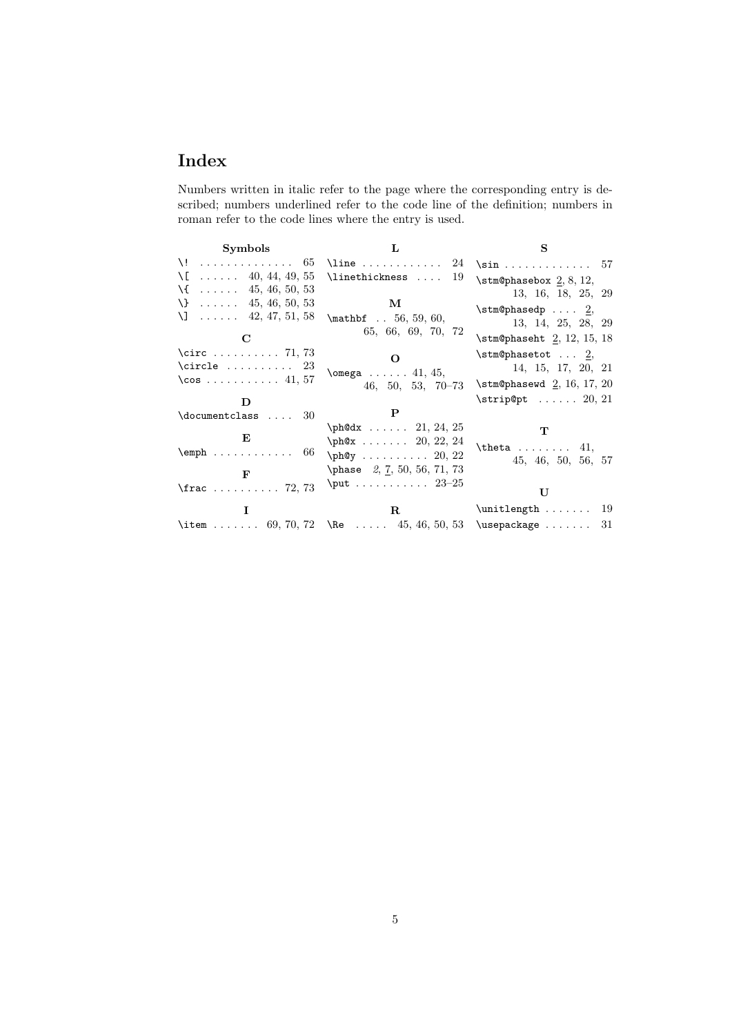## Index

Numbers written in italic refer to the page where the corresponding entry is described; numbers underlined refer to the code line of the definition; numbers in roman refer to the code lines where the entry is used.

**Symbols**

- `\!` . . . . . . . . . . . . . . 65
- `\[` . . . . . . 40, 44, 49, 55
- `\{` . . . . . . 45, 46, 50, 53
- `\}` . . . . . . 45, 46, 50, 53
- `\]` . . . . . . 42, 47, 51, 58

**C**

- `\circ` . . . . . . . . . . 71, 73
- `\circle` . . . . . . . . . . 23
- `\cos` . . . . . . . . . . . 41, 57

**D**

- `\documentclass` . . . . 30

**E**

- `\emph` . . . . . . . . . . . . 66

**F**

- `\frac` . . . . . . . . . . 72, 73

**I**

- `\item` . . . . . . . 69, 70, 72

**L**

- `\line` . . . . . . . . . . . . 24
- `\linethickness` . . . . 19

**M**

- `\mathbf` . . 56, 59, 60, 65, 66, 69, 70, 72

**O**

- `\omega` . . . . . . 41, 45, 46, 50, 53, 70–73

**P**

- `\ph@dx` . . . . . . 21, 24, 25
- `\ph@x` . . . . . . . 20, 22, 24
- `\ph@y` . . . . . . . . . . 20, 22
- `\phase` *2*, <u>7</u>, 50, 56, 71, 73
- `\put` . . . . . . . . . . . 23–25

**R**

- `\Re` . . . . . 45, 46, 50, 53

**S**

- `\sin` . . . . . . . . . . . . . 57
- `\stm@phasebox` <u>2</u>, 8, 12, 13, 16, 18, 25, 29
- `\stm@phasedp` . . . . <u>2</u>, 13, 14, 25, 28, 29
- `\stm@phaseht` <u>2</u>, 12, 15, 18
- `\stm@phasetot` . . . <u>2</u>, 14, 15, 17, 20, 21
- `\stm@phasewd` <u>2</u>, 16, 17, 20
- `\strip@pt` . . . . . . 20, 21

**T**

- `\theta` . . . . . . . . 41, 45, 46, 50, 56, 57

**U**

- `\unitlength` . . . . . . . 19
- `\usepackage` . . . . . . . 31